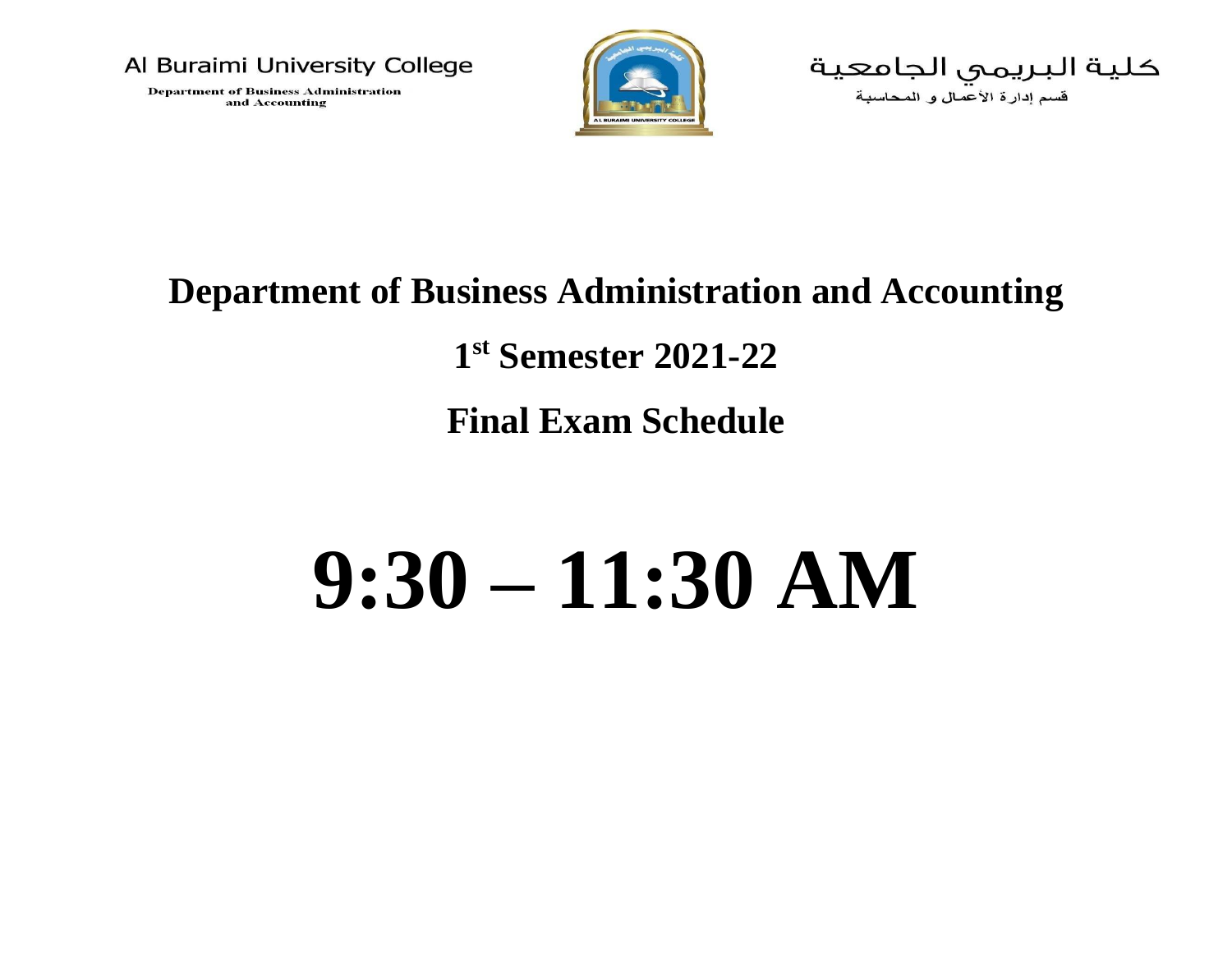Al Buraimi University College
Department of Business Administration and Accounting

كلية البريمي الجامعية
قسم إدارة الأعمال و المحاسبة

# Department of Business Administration and Accounting

## 1st Semester 2021-22

## Final Exam Schedule

# 9:30 – 11:30 AM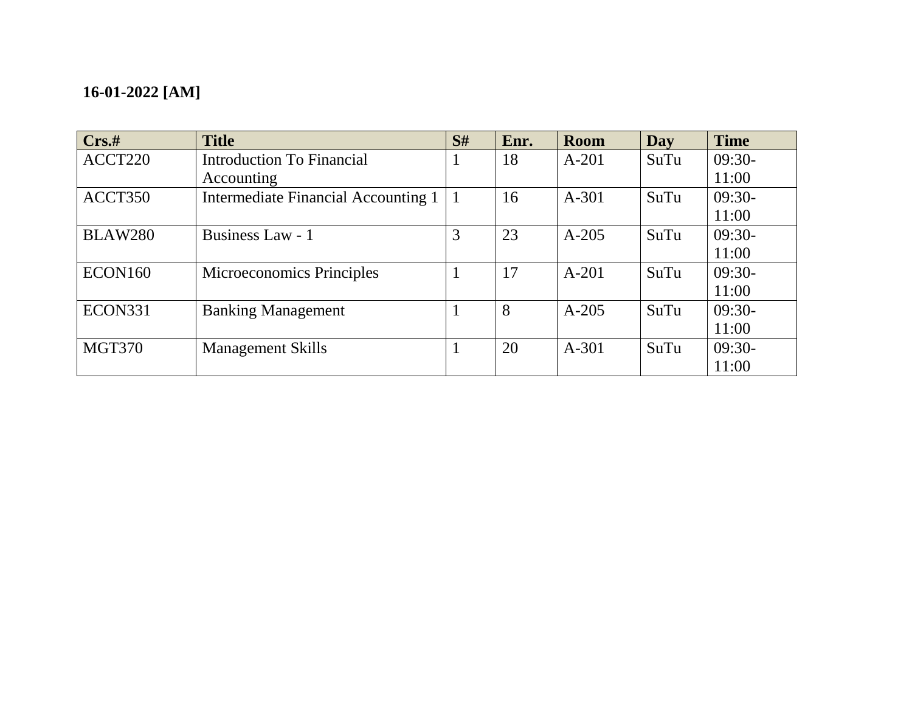**16-01-2022 [AM]**

| Crs.# | Title | S# | Enr. | Room | Day | Time |
|---|---|---|---|---|---|---|
| ACCT220 | Introduction To Financial Accounting | 1 | 18 | A-201 | SuTu | 09:30-11:00 |
| ACCT350 | Intermediate Financial Accounting 1 | 1 | 16 | A-301 | SuTu | 09:30-11:00 |
| BLAW280 | Business Law - 1 | 3 | 23 | A-205 | SuTu | 09:30-11:00 |
| ECON160 | Microeconomics Principles | 1 | 17 | A-201 | SuTu | 09:30-11:00 |
| ECON331 | Banking Management | 1 | 8 | A-205 | SuTu | 09:30-11:00 |
| MGT370 | Management Skills | 1 | 20 | A-301 | SuTu | 09:30-11:00 |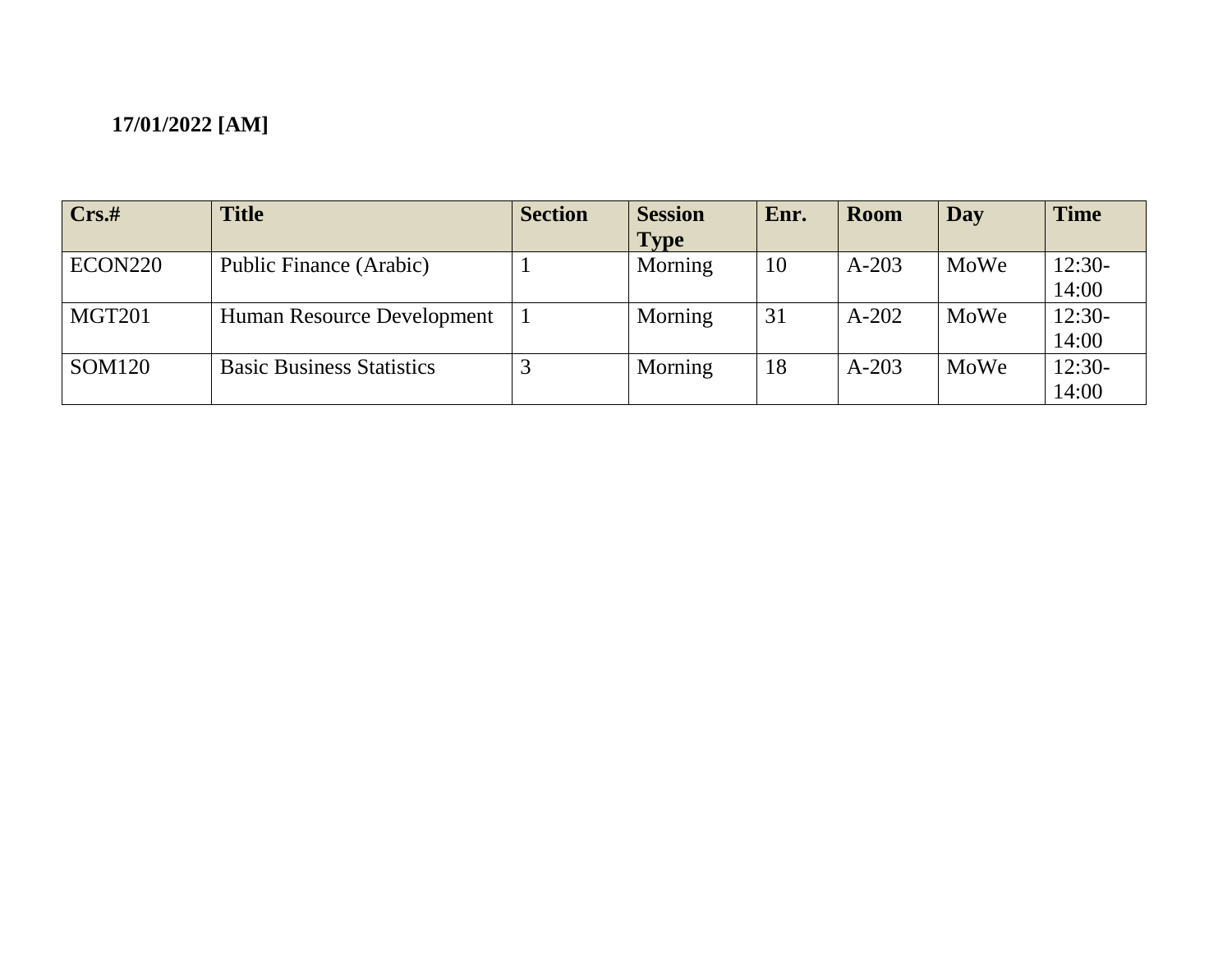**17/01/2022 [AM]**

| Crs.# | Title | Section | Session Type | Enr. | Room | Day | Time |
|---|---|---|---|---|---|---|---|
| ECON220 | Public Finance (Arabic) | 1 | Morning | 10 | A-203 | MoWe | 12:30-14:00 |
| MGT201 | Human Resource Development | 1 | Morning | 31 | A-202 | MoWe | 12:30-14:00 |
| SOM120 | Basic Business Statistics | 3 | Morning | 18 | A-203 | MoWe | 12:30-14:00 |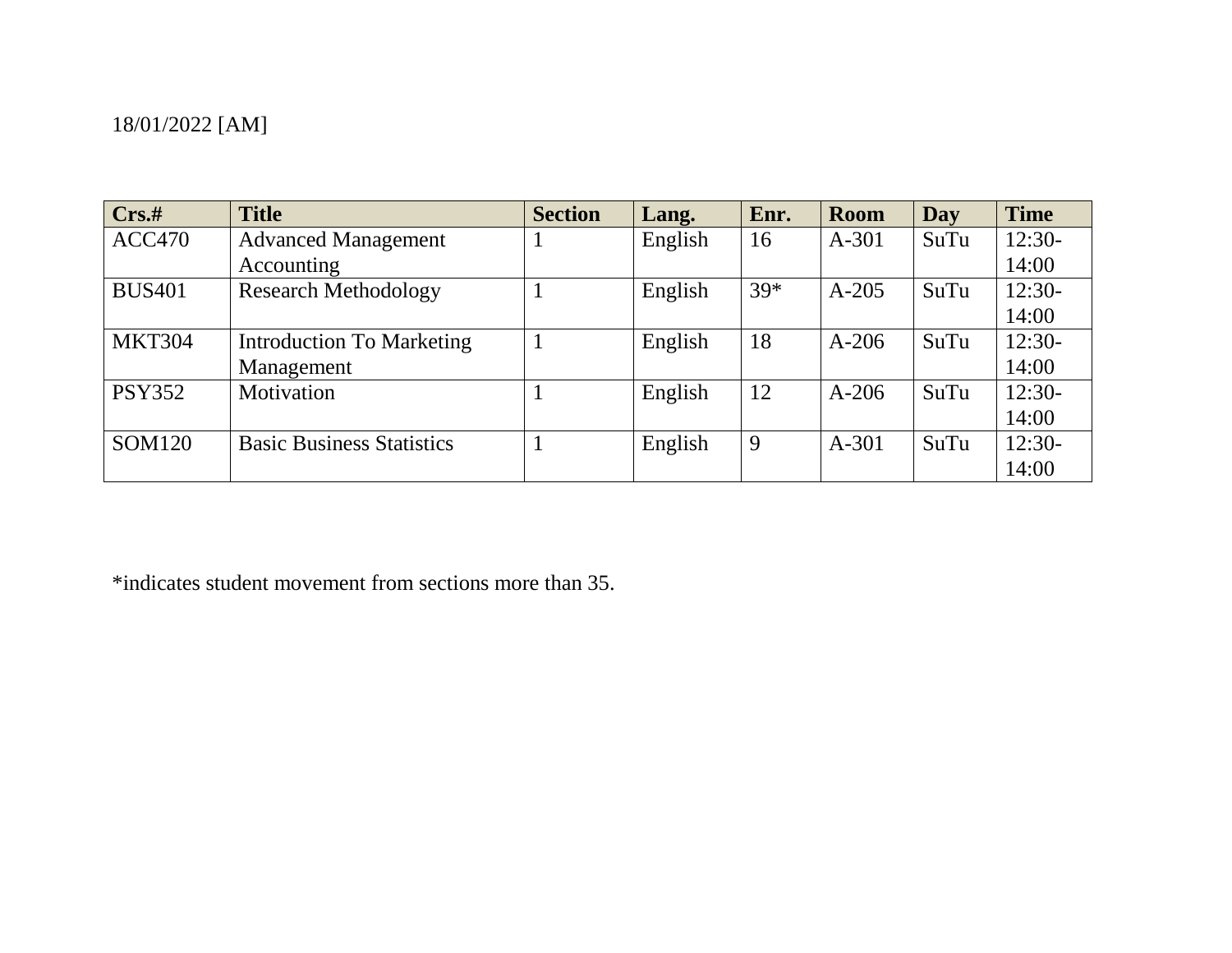18/01/2022 [AM]

| Crs.# | Title | Section | Lang. | Enr. | Room | Day | Time |
|---|---|---|---|---|---|---|---|
| ACC470 | Advanced Management Accounting | 1 | English | 16 | A-301 | SuTu | 12:30-14:00 |
| BUS401 | Research Methodology | 1 | English | 39* | A-205 | SuTu | 12:30-14:00 |
| MKT304 | Introduction To Marketing Management | 1 | English | 18 | A-206 | SuTu | 12:30-14:00 |
| PSY352 | Motivation | 1 | English | 12 | A-206 | SuTu | 12:30-14:00 |
| SOM120 | Basic Business Statistics | 1 | English | 9 | A-301 | SuTu | 12:30-14:00 |

*indicates student movement from sections more than 35.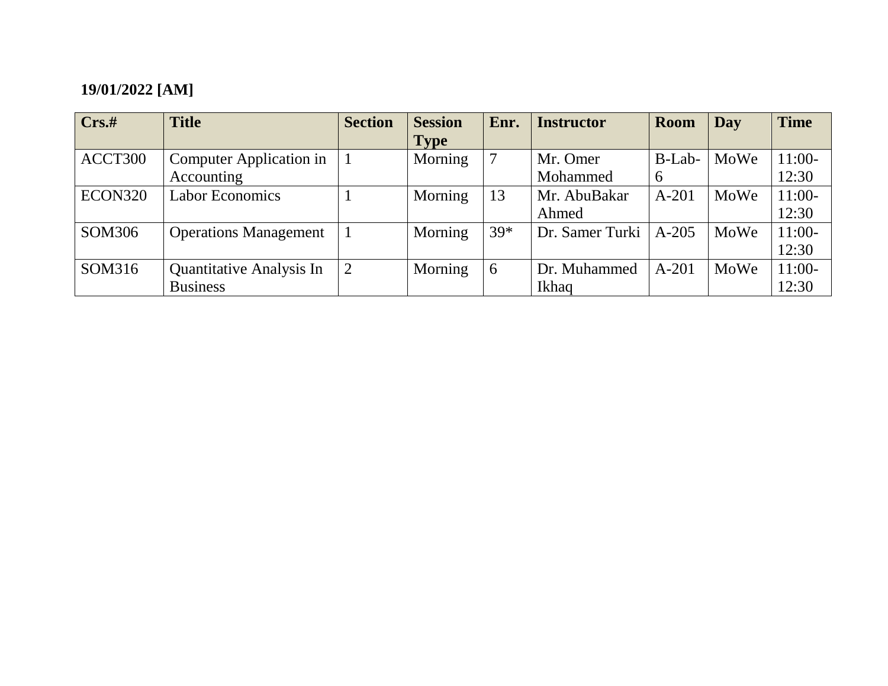**19/01/2022 [AM]**

| Crs.# | Title | Section | Session Type | Enr. | Instructor | Room | Day | Time |
|---|---|---|---|---|---|---|---|---|
| ACCT300 | Computer Application in Accounting | 1 | Morning | 7 | Mr. Omer Mohammed | B-Lab-6 | MoWe | 11:00-12:30 |
| ECON320 | Labor Economics | 1 | Morning | 13 | Mr. AbuBakar Ahmed | A-201 | MoWe | 11:00-12:30 |
| SOM306 | Operations Management | 1 | Morning | 39* | Dr. Samer Turki | A-205 | MoWe | 11:00-12:30 |
| SOM316 | Quantitative Analysis In Business | 2 | Morning | 6 | Dr. Muhammed Ikhaq | A-201 | MoWe | 11:00-12:30 |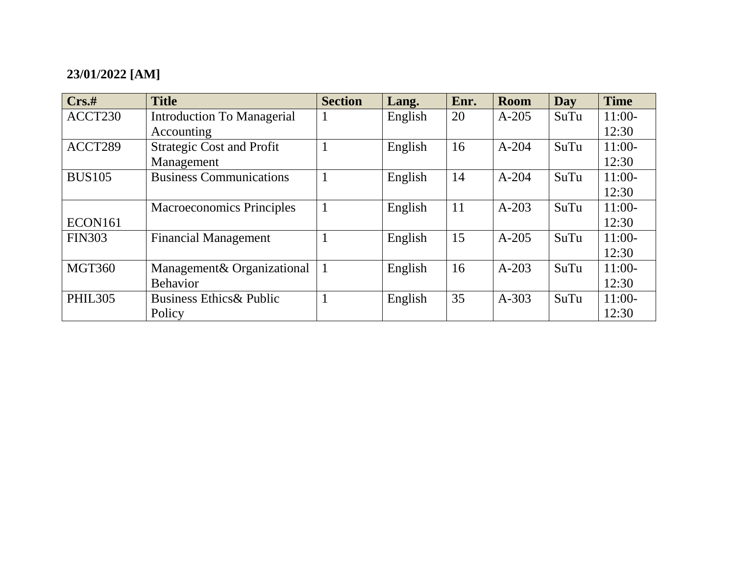**23/01/2022 [AM]**

| Crs.# | Title | Section | Lang. | Enr. | Room | Day | Time |
|---|---|---|---|---|---|---|---|
| ACCT230 | Introduction To Managerial Accounting | 1 | English | 20 | A-205 | SuTu | 11:00-12:30 |
| ACCT289 | Strategic Cost and Profit Management | 1 | English | 16 | A-204 | SuTu | 11:00-12:30 |
| BUS105 | Business Communications | 1 | English | 14 | A-204 | SuTu | 11:00-12:30 |
| ECON161 | Macroeconomics Principles | 1 | English | 11 | A-203 | SuTu | 11:00-12:30 |
| FIN303 | Financial Management | 1 | English | 15 | A-205 | SuTu | 11:00-12:30 |
| MGT360 | Management& Organizational Behavior | 1 | English | 16 | A-203 | SuTu | 11:00-12:30 |
| PHIL305 | Business Ethics& Public Policy | 1 | English | 35 | A-303 | SuTu | 11:00-12:30 |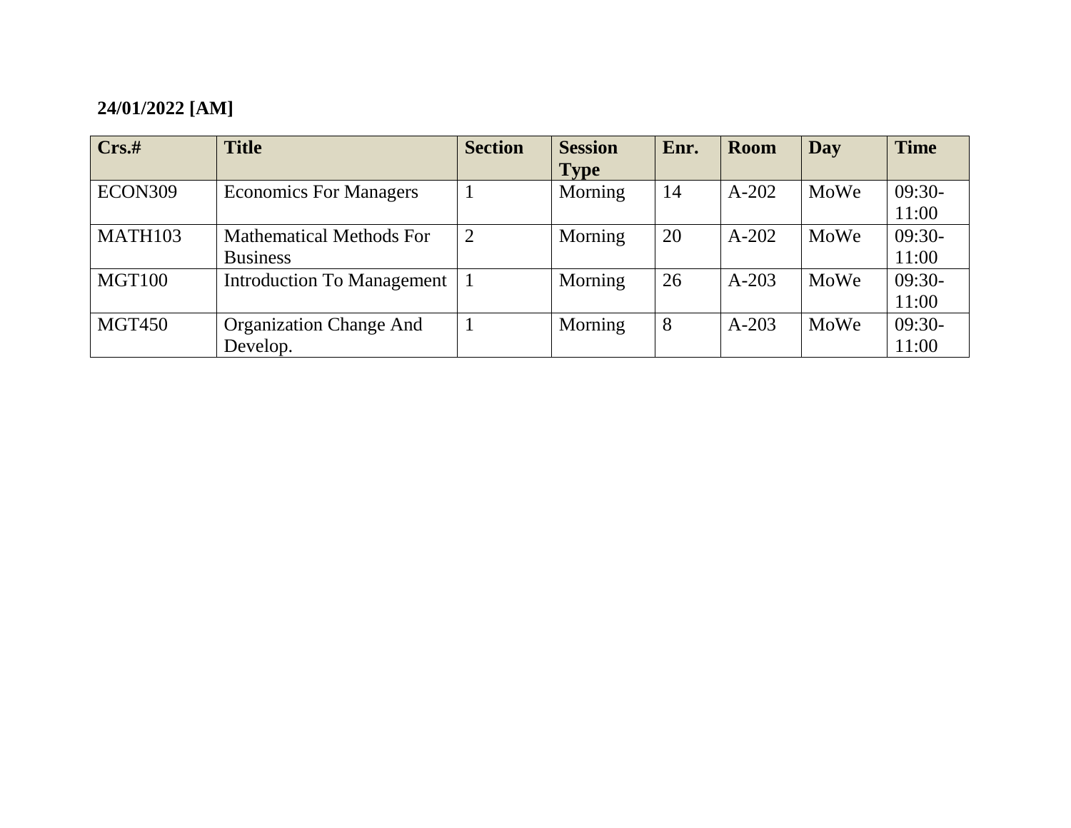**24/01/2022 [AM]**

| Crs.# | Title | Section | Session Type | Enr. | Room | Day | Time |
|---|---|---|---|---|---|---|---|
| ECON309 | Economics For Managers | 1 | Morning | 14 | A-202 | MoWe | 09:30-11:00 |
| MATH103 | Mathematical Methods For Business | 2 | Morning | 20 | A-202 | MoWe | 09:30-11:00 |
| MGT100 | Introduction To Management | 1 | Morning | 26 | A-203 | MoWe | 09:30-11:00 |
| MGT450 | Organization Change And Develop. | 1 | Morning | 8 | A-203 | MoWe | 09:30-11:00 |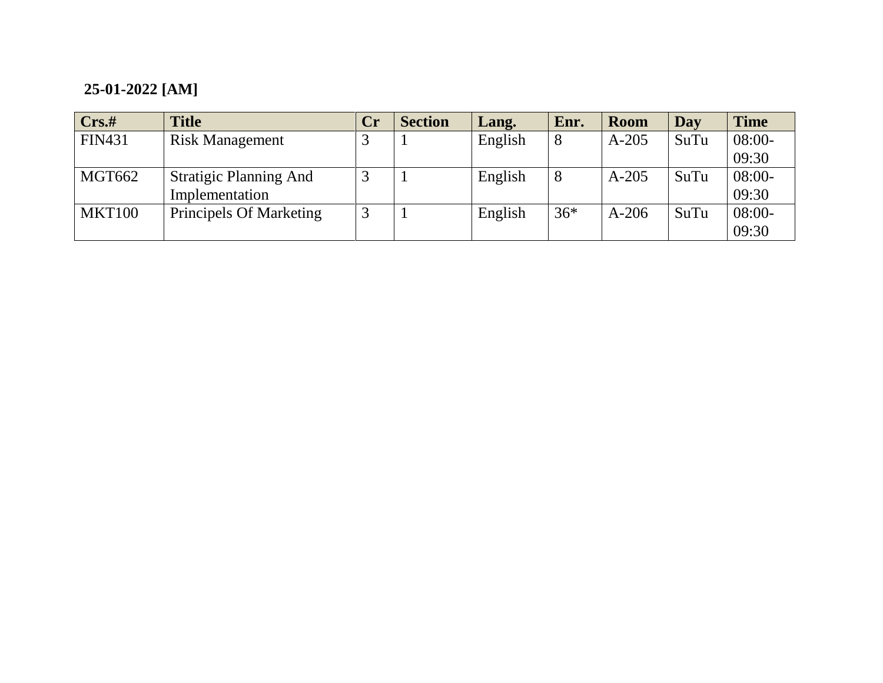**25-01-2022 [AM]**

| Crs.# | Title | Cr | Section | Lang. | Enr. | Room | Day | Time |
|---|---|---|---|---|---|---|---|---|
| FIN431 | Risk Management | 3 | 1 | English | 8 | A-205 | SuTu | 08:00-09:30 |
| MGT662 | Stratigic Planning And Implementation | 3 | 1 | English | 8 | A-205 | SuTu | 08:00-09:30 |
| MKT100 | Principels Of Marketing | 3 | 1 | English | 36* | A-206 | SuTu | 08:00-09:30 |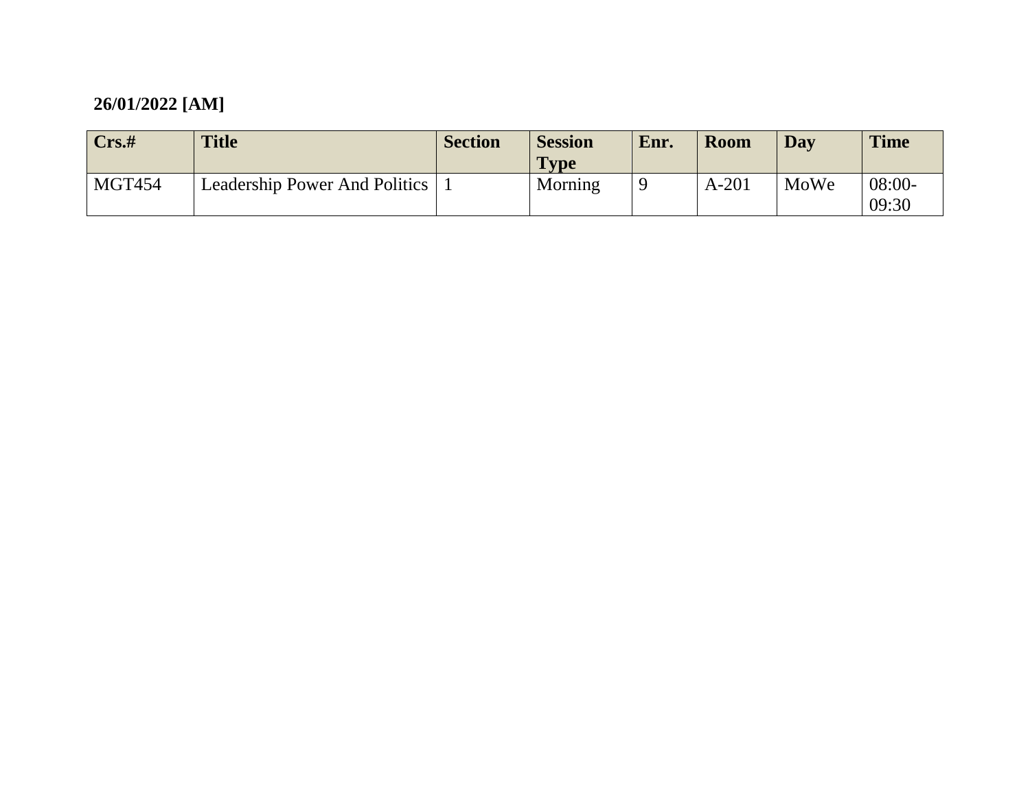**26/01/2022 [AM]**

| Crs.# | Title | Section | Session Type | Enr. | Room | Day | Time |
|---|---|---|---|---|---|---|---|
| MGT454 | Leadership Power And Politics | 1 | Morning | 9 | A-201 | MoWe | 08:00-09:30 |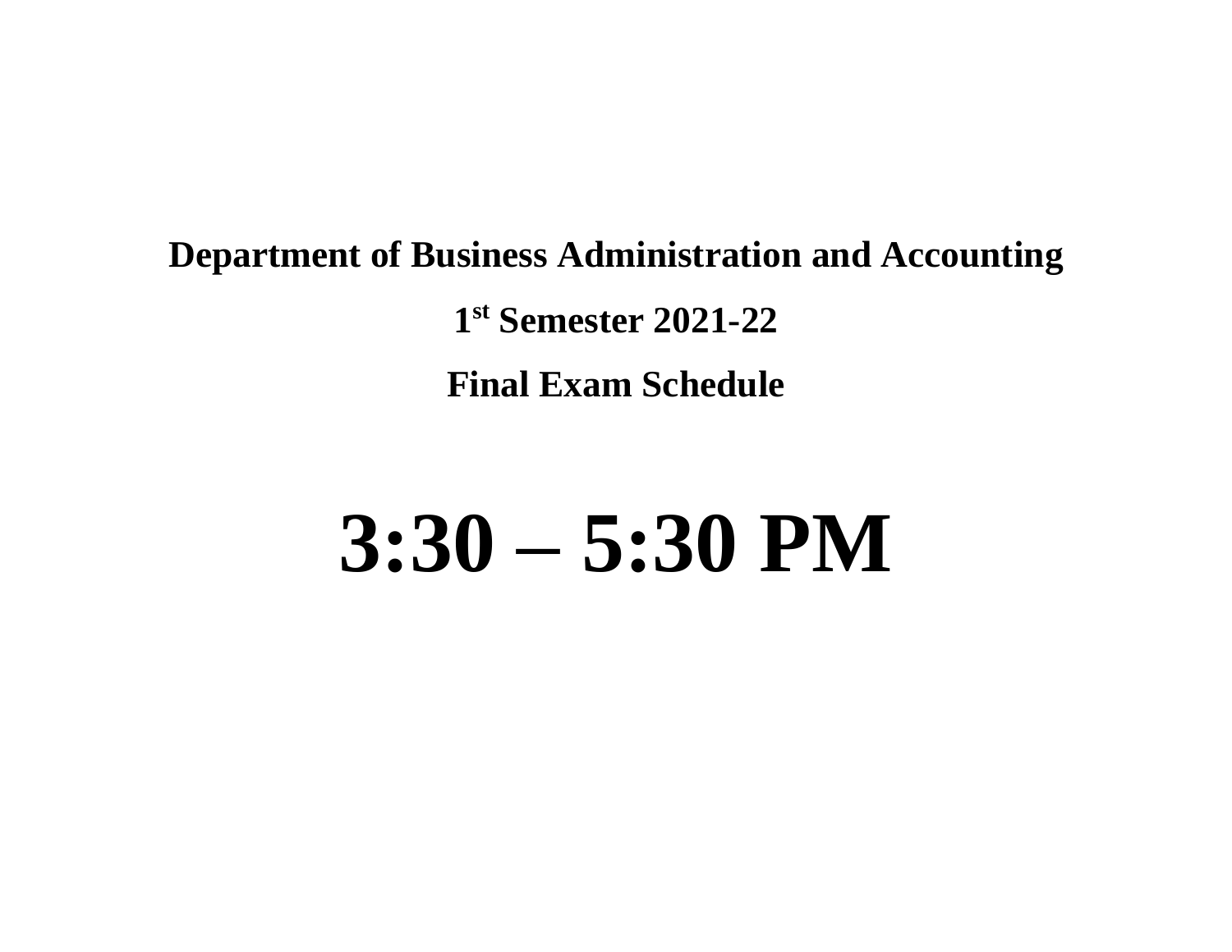**Department of Business Administration and Accounting**

**1st Semester 2021-22**

**Final Exam Schedule**

# 3:30 – 5:30 PM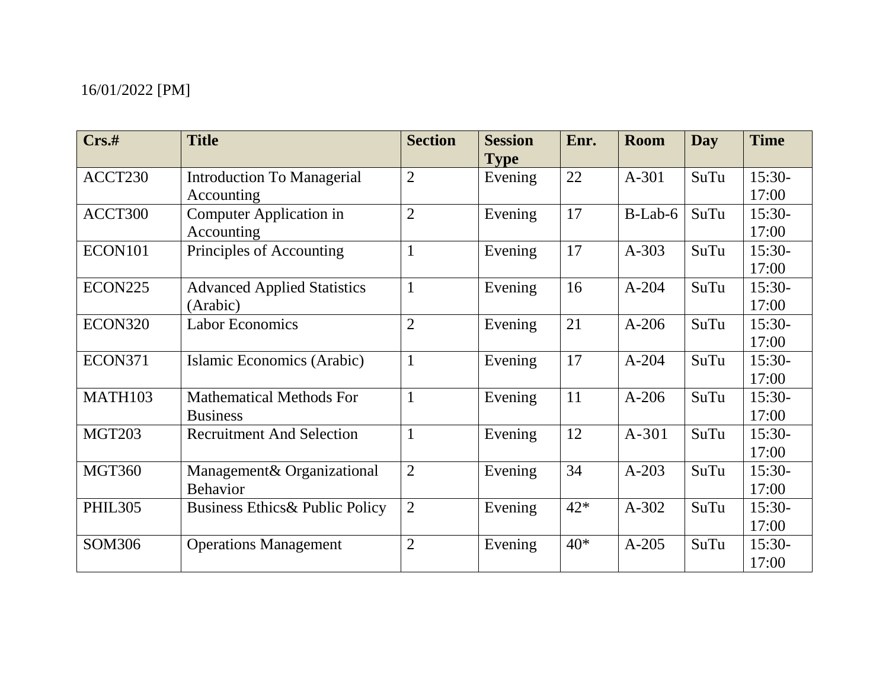16/01/2022 [PM]

| Crs.# | Title | Section | Session Type | Enr. | Room | Day | Time |
|---|---|---|---|---|---|---|---|
| ACCT230 | Introduction To Managerial Accounting | 2 | Evening | 22 | A-301 | SuTu | 15:30-17:00 |
| ACCT300 | Computer Application in Accounting | 2 | Evening | 17 | B-Lab-6 | SuTu | 15:30-17:00 |
| ECON101 | Principles of Accounting | 1 | Evening | 17 | A-303 | SuTu | 15:30-17:00 |
| ECON225 | Advanced Applied Statistics (Arabic) | 1 | Evening | 16 | A-204 | SuTu | 15:30-17:00 |
| ECON320 | Labor Economics | 2 | Evening | 21 | A-206 | SuTu | 15:30-17:00 |
| ECON371 | Islamic Economics (Arabic) | 1 | Evening | 17 | A-204 | SuTu | 15:30-17:00 |
| MATH103 | Mathematical Methods For Business | 1 | Evening | 11 | A-206 | SuTu | 15:30-17:00 |
| MGT203 | Recruitment And Selection | 1 | Evening | 12 | A-301 | SuTu | 15:30-17:00 |
| MGT360 | Management& Organizational Behavior | 2 | Evening | 34 | A-203 | SuTu | 15:30-17:00 |
| PHIL305 | Business Ethics& Public Policy | 2 | Evening | 42* | A-302 | SuTu | 15:30-17:00 |
| SOM306 | Operations Management | 2 | Evening | 40* | A-205 | SuTu | 15:30-17:00 |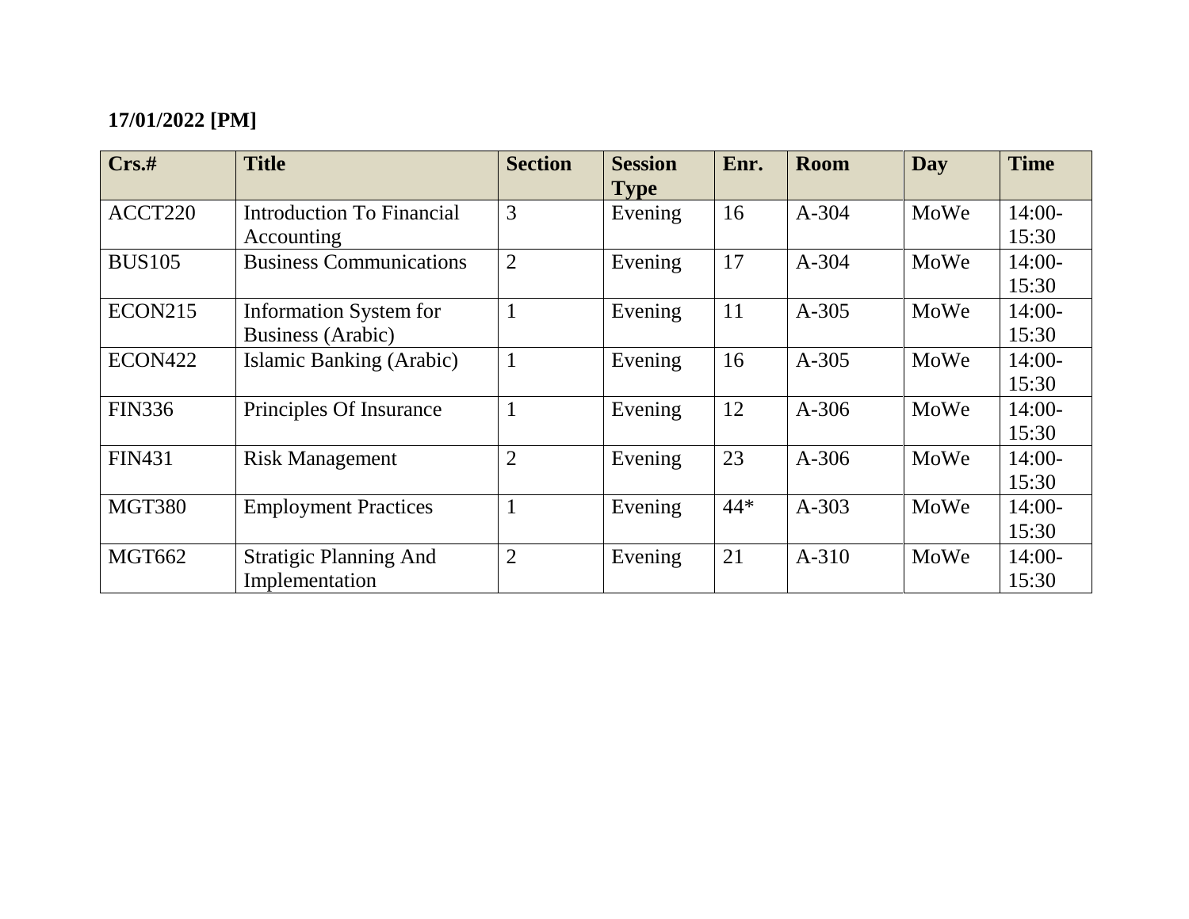**17/01/2022 [PM]**

| Crs.# | Title | Section | Session Type | Enr. | Room | Day | Time |
|---|---|---|---|---|---|---|---|
| ACCT220 | Introduction To Financial Accounting | 3 | Evening | 16 | A-304 | MoWe | 14:00-15:30 |
| BUS105 | Business Communications | 2 | Evening | 17 | A-304 | MoWe | 14:00-15:30 |
| ECON215 | Information System for Business (Arabic) | 1 | Evening | 11 | A-305 | MoWe | 14:00-15:30 |
| ECON422 | Islamic Banking (Arabic) | 1 | Evening | 16 | A-305 | MoWe | 14:00-15:30 |
| FIN336 | Principles Of Insurance | 1 | Evening | 12 | A-306 | MoWe | 14:00-15:30 |
| FIN431 | Risk Management | 2 | Evening | 23 | A-306 | MoWe | 14:00-15:30 |
| MGT380 | Employment Practices | 1 | Evening | 44* | A-303 | MoWe | 14:00-15:30 |
| MGT662 | Stratigic Planning And Implementation | 2 | Evening | 21 | A-310 | MoWe | 14:00-15:30 |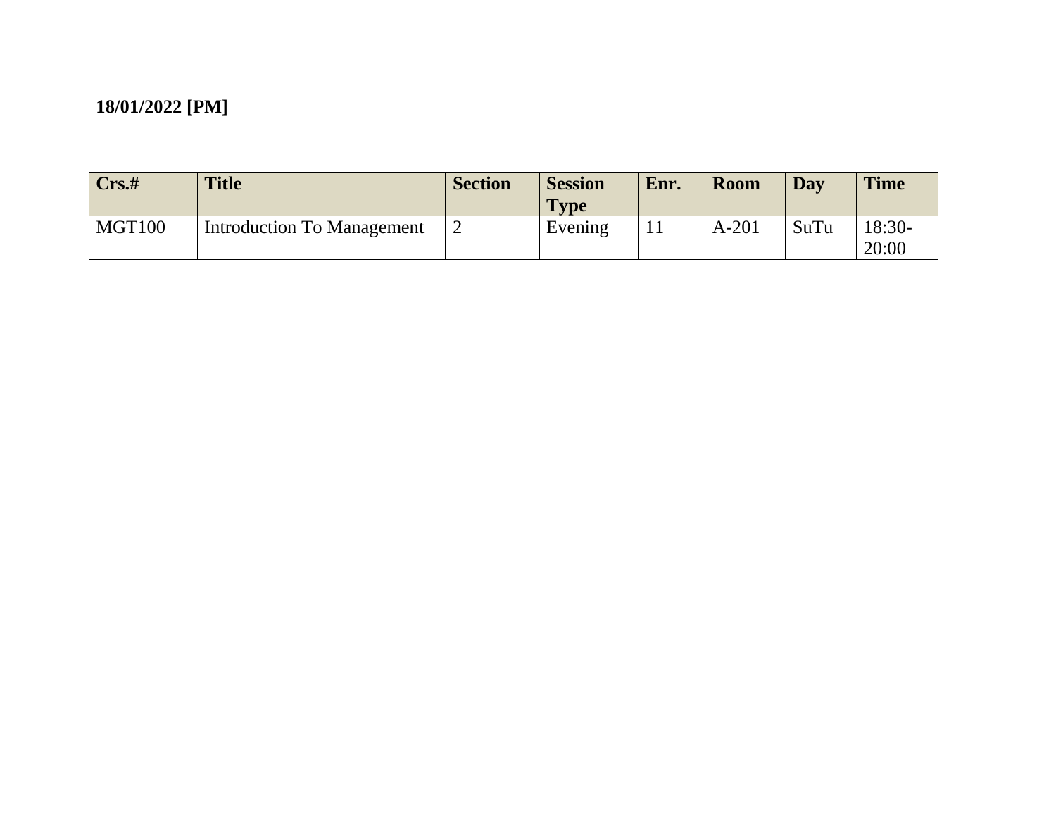**18/01/2022 [PM]**

| Crs.# | Title | Section | Session Type | Enr. | Room | Day | Time |
|---|---|---|---|---|---|---|---|
| MGT100 | Introduction To Management | 2 | Evening | 11 | A-201 | SuTu | 18:30-20:00 |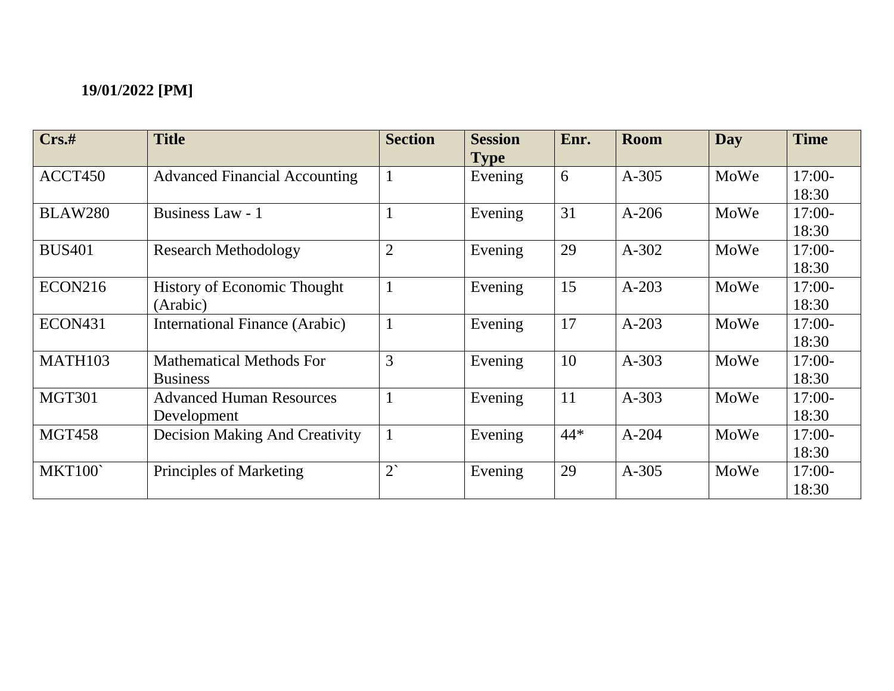**19/01/2022 [PM]**

| Crs.# | Title | Section | Session Type | Enr. | Room | Day | Time |
|---|---|---|---|---|---|---|---|
| ACCT450 | Advanced Financial Accounting | 1 | Evening | 6 | A-305 | MoWe | 17:00-18:30 |
| BLAW280 | Business Law - 1 | 1 | Evening | 31 | A-206 | MoWe | 17:00-18:30 |
| BUS401 | Research Methodology | 2 | Evening | 29 | A-302 | MoWe | 17:00-18:30 |
| ECON216 | History of Economic Thought (Arabic) | 1 | Evening | 15 | A-203 | MoWe | 17:00-18:30 |
| ECON431 | International Finance (Arabic) | 1 | Evening | 17 | A-203 | MoWe | 17:00-18:30 |
| MATH103 | Mathematical Methods For Business | 3 | Evening | 10 | A-303 | MoWe | 17:00-18:30 |
| MGT301 | Advanced Human Resources Development | 1 | Evening | 11 | A-303 | MoWe | 17:00-18:30 |
| MGT458 | Decision Making And Creativity | 1 | Evening | 44* | A-204 | MoWe | 17:00-18:30 |
| MKT100` | Principles of Marketing | 2` | Evening | 29 | A-305 | MoWe | 17:00-18:30 |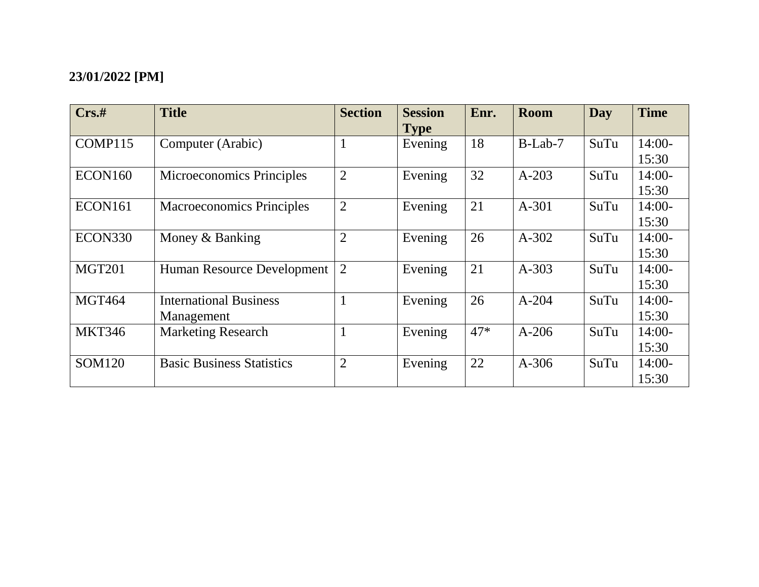**23/01/2022 [PM]**

| Crs.# | Title | Section | Session Type | Enr. | Room | Day | Time |
|---|---|---|---|---|---|---|---|
| COMP115 | Computer (Arabic) | 1 | Evening | 18 | B-Lab-7 | SuTu | 14:00-15:30 |
| ECON160 | Microeconomics Principles | 2 | Evening | 32 | A-203 | SuTu | 14:00-15:30 |
| ECON161 | Macroeconomics Principles | 2 | Evening | 21 | A-301 | SuTu | 14:00-15:30 |
| ECON330 | Money & Banking | 2 | Evening | 26 | A-302 | SuTu | 14:00-15:30 |
| MGT201 | Human Resource Development | 2 | Evening | 21 | A-303 | SuTu | 14:00-15:30 |
| MGT464 | International Business Management | 1 | Evening | 26 | A-204 | SuTu | 14:00-15:30 |
| MKT346 | Marketing Research | 1 | Evening | 47* | A-206 | SuTu | 14:00-15:30 |
| SOM120 | Basic Business Statistics | 2 | Evening | 22 | A-306 | SuTu | 14:00-15:30 |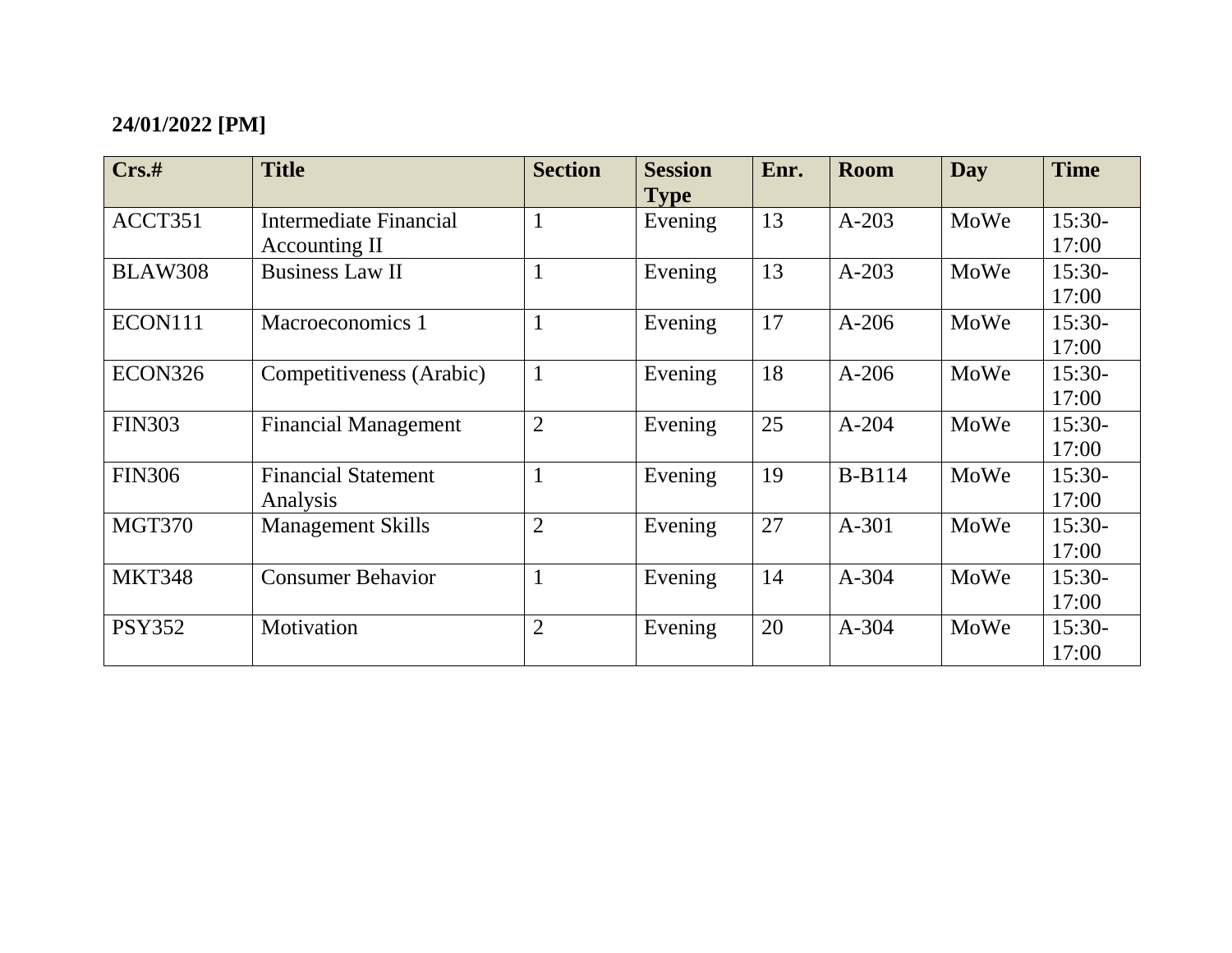**24/01/2022 [PM]**

| Crs.# | Title | Section | Session Type | Enr. | Room | Day | Time |
|---|---|---|---|---|---|---|---|
| ACCT351 | Intermediate Financial Accounting II | 1 | Evening | 13 | A-203 | MoWe | 15:30-17:00 |
| BLAW308 | Business Law II | 1 | Evening | 13 | A-203 | MoWe | 15:30-17:00 |
| ECON111 | Macroeconomics 1 | 1 | Evening | 17 | A-206 | MoWe | 15:30-17:00 |
| ECON326 | Competitiveness (Arabic) | 1 | Evening | 18 | A-206 | MoWe | 15:30-17:00 |
| FIN303 | Financial Management | 2 | Evening | 25 | A-204 | MoWe | 15:30-17:00 |
| FIN306 | Financial Statement Analysis | 1 | Evening | 19 | B-B114 | MoWe | 15:30-17:00 |
| MGT370 | Management Skills | 2 | Evening | 27 | A-301 | MoWe | 15:30-17:00 |
| MKT348 | Consumer Behavior | 1 | Evening | 14 | A-304 | MoWe | 15:30-17:00 |
| PSY352 | Motivation | 2 | Evening | 20 | A-304 | MoWe | 15:30-17:00 |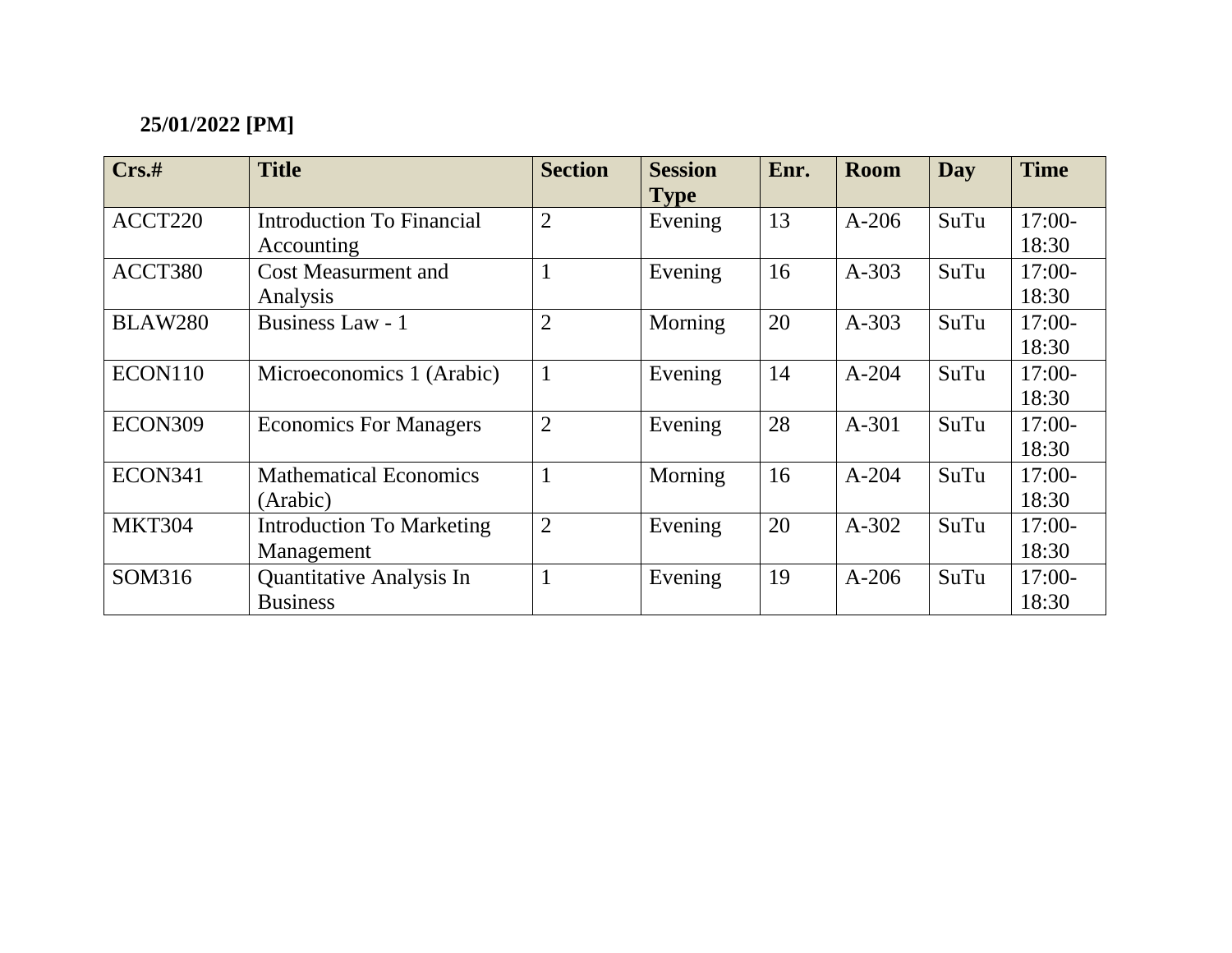**25/01/2022 [PM]**

| Crs.# | Title | Section | Session Type | Enr. | Room | Day | Time |
|---|---|---|---|---|---|---|---|
| ACCT220 | Introduction To Financial Accounting | 2 | Evening | 13 | A-206 | SuTu | 17:00-18:30 |
| ACCT380 | Cost Measurment and Analysis | 1 | Evening | 16 | A-303 | SuTu | 17:00-18:30 |
| BLAW280 | Business Law - 1 | 2 | Morning | 20 | A-303 | SuTu | 17:00-18:30 |
| ECON110 | Microeconomics 1 (Arabic) | 1 | Evening | 14 | A-204 | SuTu | 17:00-18:30 |
| ECON309 | Economics For Managers | 2 | Evening | 28 | A-301 | SuTu | 17:00-18:30 |
| ECON341 | Mathematical Economics (Arabic) | 1 | Morning | 16 | A-204 | SuTu | 17:00-18:30 |
| MKT304 | Introduction To Marketing Management | 2 | Evening | 20 | A-302 | SuTu | 17:00-18:30 |
| SOM316 | Quantitative Analysis In Business | 1 | Evening | 19 | A-206 | SuTu | 17:00-18:30 |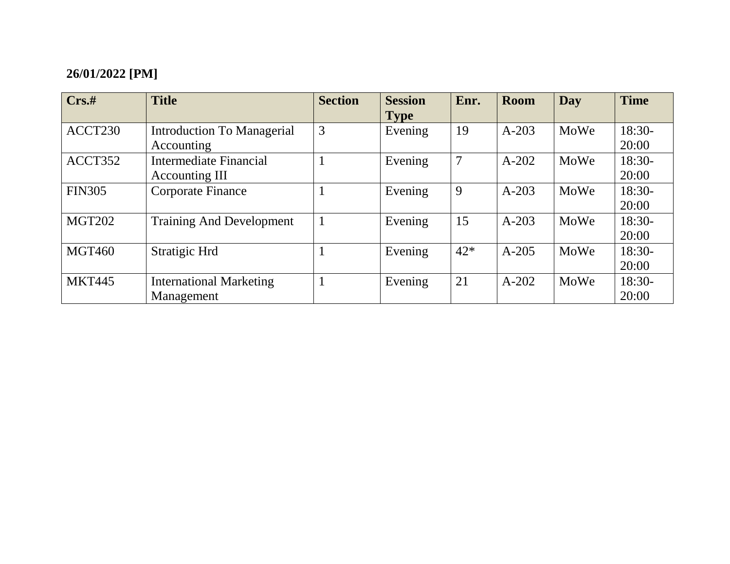**26/01/2022 [PM]**

| Crs.# | Title | Section | Session Type | Enr. | Room | Day | Time |
|---|---|---|---|---|---|---|---|
| ACCT230 | Introduction To Managerial Accounting | 3 | Evening | 19 | A-203 | MoWe | 18:30-20:00 |
| ACCT352 | Intermediate Financial Accounting III | 1 | Evening | 7 | A-202 | MoWe | 18:30-20:00 |
| FIN305 | Corporate Finance | 1 | Evening | 9 | A-203 | MoWe | 18:30-20:00 |
| MGT202 | Training And Development | 1 | Evening | 15 | A-203 | MoWe | 18:30-20:00 |
| MGT460 | Stratigic Hrd | 1 | Evening | 42* | A-205 | MoWe | 18:30-20:00 |
| MKT445 | International Marketing Management | 1 | Evening | 21 | A-202 | MoWe | 18:30-20:00 |